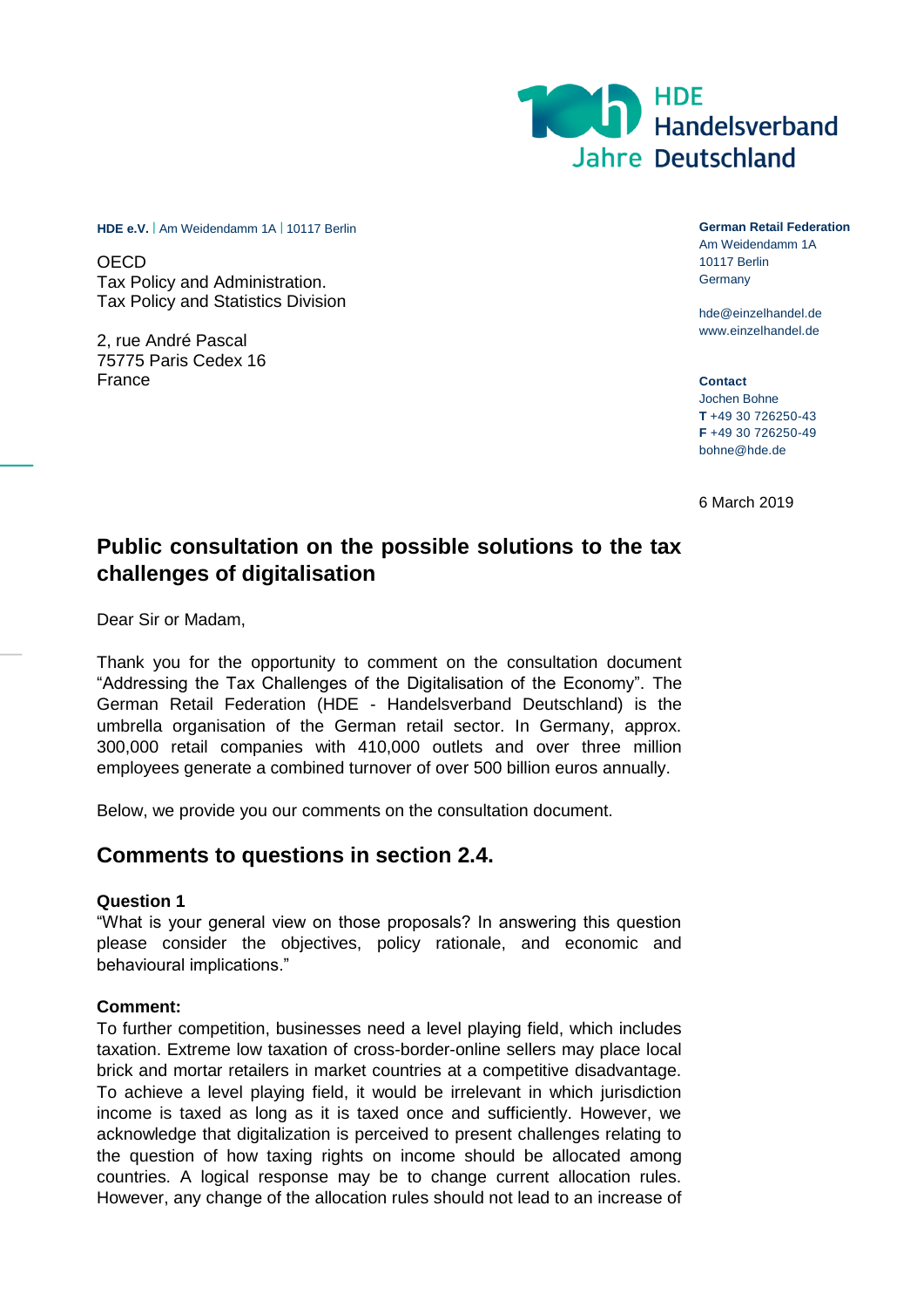HDE
Handelsverband
Deutschland

**HDE e.V.** | Am Weidendamm 1A | 10117 Berlin

OECD
Tax Policy and Administration.
Tax Policy and Statistics Division

2, rue André Pascal
75775 Paris Cedex 16
France

**German Retail Federation**
Am Weidendamm 1A
10117 Berlin
Germany

hde@einzelhandel.de
www.einzelhandel.de

**Contact**
Jochen Bohne
**T** +49 30 726250-43
**F** +49 30 726250-49
bohne@hde.de

6 March 2019

# Public consultation on the possible solutions to the tax challenges of digitalisation

Dear Sir or Madam,

Thank you for the opportunity to comment on the consultation document "Addressing the Tax Challenges of the Digitalisation of the Economy". The German Retail Federation (HDE - Handelsverband Deutschland) is the umbrella organisation of the German retail sector. In Germany, approx. 300,000 retail companies with 410,000 outlets and over three million employees generate a combined turnover of over 500 billion euros annually.

Below, we provide you our comments on the consultation document.

## Comments to questions in section 2.4.

**Question 1**
"What is your general view on those proposals? In answering this question please consider the objectives, policy rationale, and economic and behavioural implications."

**Comment:**
To further competition, businesses need a level playing field, which includes taxation. Extreme low taxation of cross-border-online sellers may place local brick and mortar retailers in market countries at a competitive disadvantage. To achieve a level playing field, it would be irrelevant in which jurisdiction income is taxed as long as it is taxed once and sufficiently. However, we acknowledge that digitalization is perceived to present challenges relating to the question of how taxing rights on income should be allocated among countries. A logical response may be to change current allocation rules. However, any change of the allocation rules should not lead to an increase of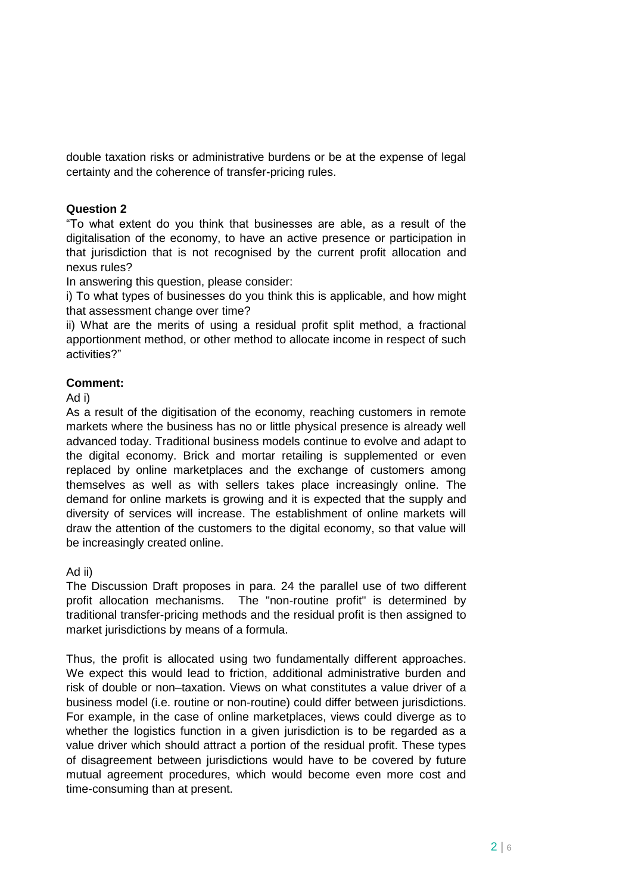double taxation risks or administrative burdens or be at the expense of legal certainty and the coherence of transfer-pricing rules.

**Question 2**

"To what extent do you think that businesses are able, as a result of the digitalisation of the economy, to have an active presence or participation in that jurisdiction that is not recognised by the current profit allocation and nexus rules?

In answering this question, please consider:

i) To what types of businesses do you think this is applicable, and how might that assessment change over time?

ii) What are the merits of using a residual profit split method, a fractional apportionment method, or other method to allocate income in respect of such activities?"

**Comment:**

Ad i)

As a result of the digitisation of the economy, reaching customers in remote markets where the business has no or little physical presence is already well advanced today. Traditional business models continue to evolve and adapt to the digital economy. Brick and mortar retailing is supplemented or even replaced by online marketplaces and the exchange of customers among themselves as well as with sellers takes place increasingly online. The demand for online markets is growing and it is expected that the supply and diversity of services will increase. The establishment of online markets will draw the attention of the customers to the digital economy, so that value will be increasingly created online.

Ad ii)

The Discussion Draft proposes in para. 24 the parallel use of two different profit allocation mechanisms. The "non-routine profit" is determined by traditional transfer-pricing methods and the residual profit is then assigned to market jurisdictions by means of a formula.

Thus, the profit is allocated using two fundamentally different approaches. We expect this would lead to friction, additional administrative burden and risk of double or non–taxation. Views on what constitutes a value driver of a business model (i.e. routine or non-routine) could differ between jurisdictions. For example, in the case of online marketplaces, views could diverge as to whether the logistics function in a given jurisdiction is to be regarded as a value driver which should attract a portion of the residual profit. These types of disagreement between jurisdictions would have to be covered by future mutual agreement procedures, which would become even more cost and time-consuming than at present.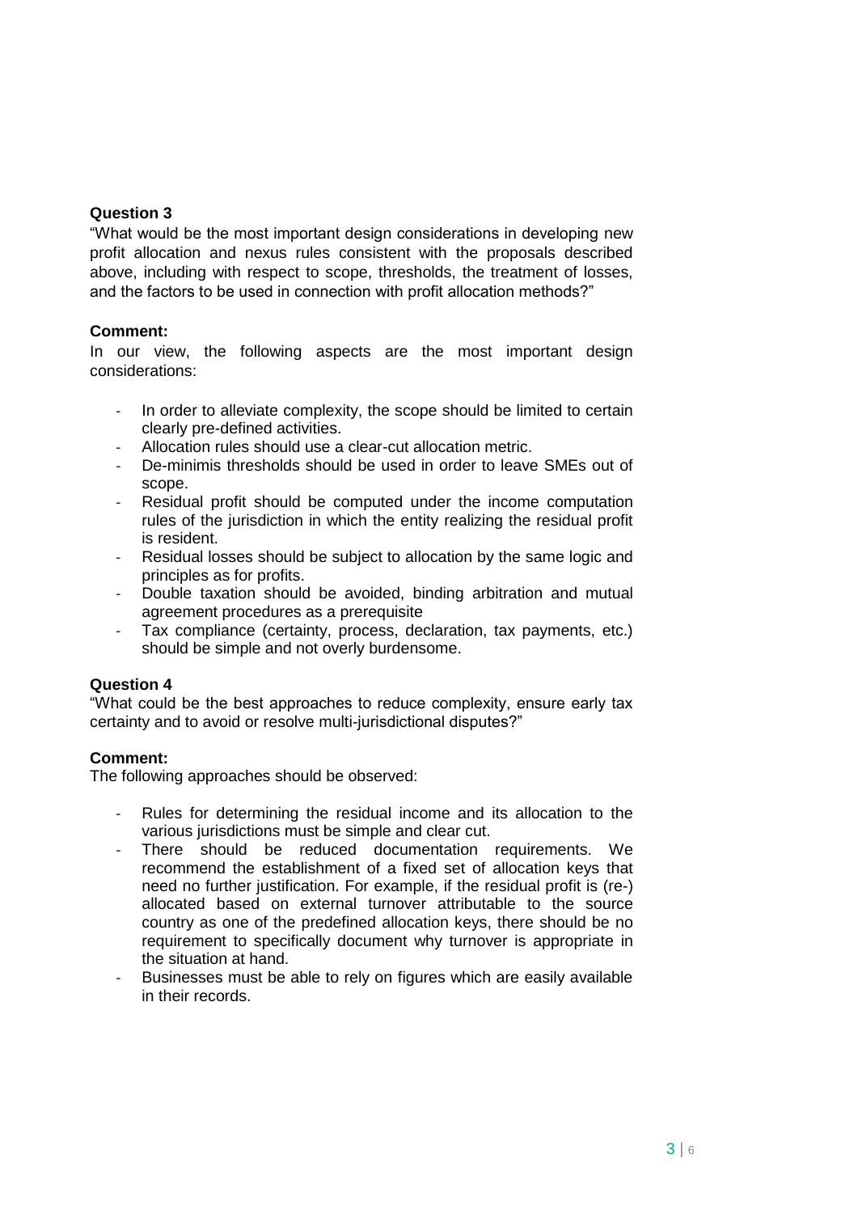**Question 3**

"What would be the most important design considerations in developing new profit allocation and nexus rules consistent with the proposals described above, including with respect to scope, thresholds, the treatment of losses, and the factors to be used in connection with profit allocation methods?"

**Comment:**

In our view, the following aspects are the most important design considerations:

- In order to alleviate complexity, the scope should be limited to certain clearly pre-defined activities.
- Allocation rules should use a clear-cut allocation metric.
- De-minimis thresholds should be used in order to leave SMEs out of scope.
- Residual profit should be computed under the income computation rules of the jurisdiction in which the entity realizing the residual profit is resident.
- Residual losses should be subject to allocation by the same logic and principles as for profits.
- Double taxation should be avoided, binding arbitration and mutual agreement procedures as a prerequisite
- Tax compliance (certainty, process, declaration, tax payments, etc.) should be simple and not overly burdensome.

**Question 4**

"What could be the best approaches to reduce complexity, ensure early tax certainty and to avoid or resolve multi-jurisdictional disputes?"

**Comment:**

The following approaches should be observed:

- Rules for determining the residual income and its allocation to the various jurisdictions must be simple and clear cut.
- There should be reduced documentation requirements. We recommend the establishment of a fixed set of allocation keys that need no further justification. For example, if the residual profit is (re-) allocated based on external turnover attributable to the source country as one of the predefined allocation keys, there should be no requirement to specifically document why turnover is appropriate in the situation at hand.
- Businesses must be able to rely on figures which are easily available in their records.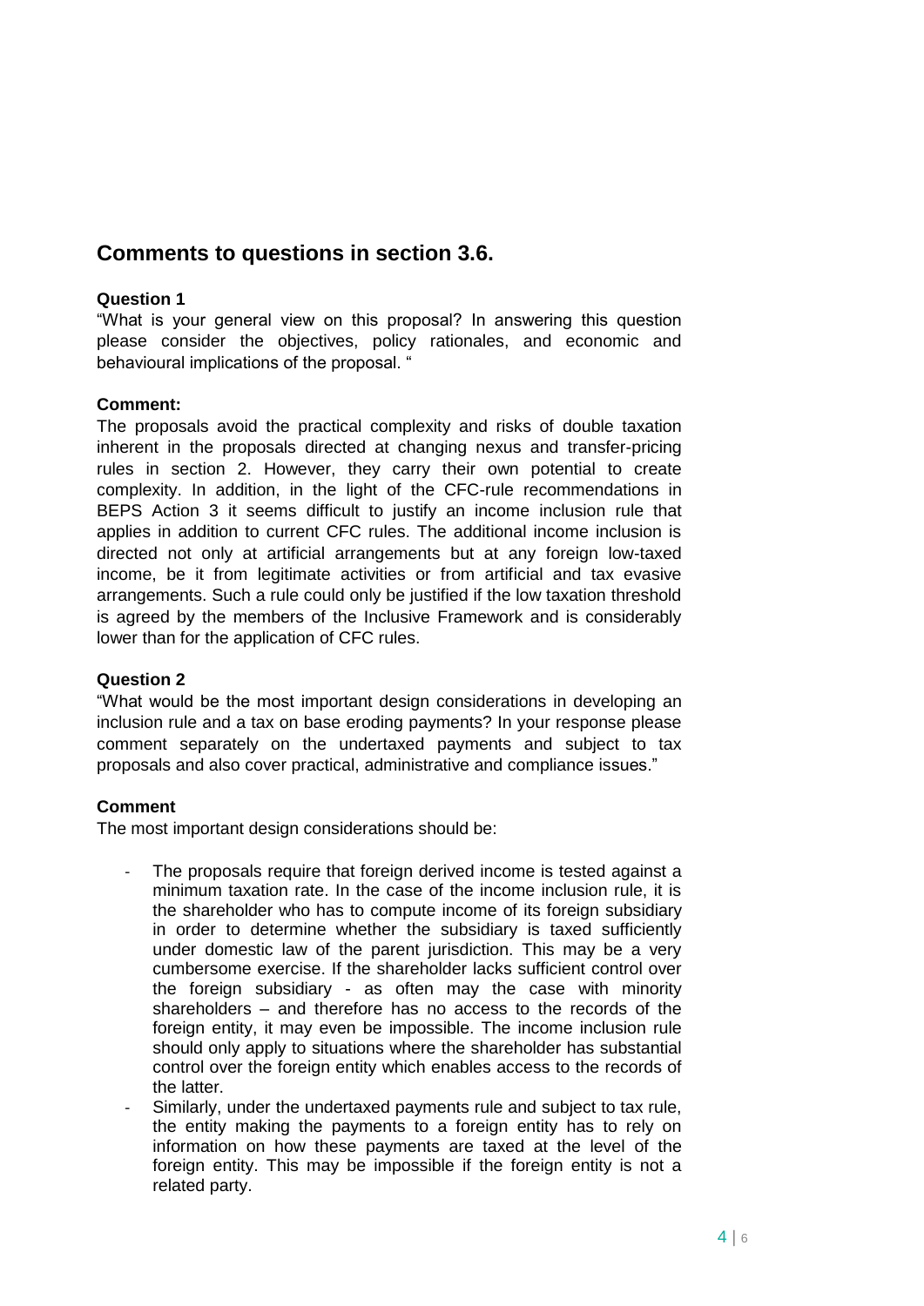## Comments to questions in section 3.6.

**Question 1**

"What is your general view on this proposal? In answering this question please consider the objectives, policy rationales, and economic and behavioural implications of the proposal. "

**Comment:**

The proposals avoid the practical complexity and risks of double taxation inherent in the proposals directed at changing nexus and transfer-pricing rules in section 2. However, they carry their own potential to create complexity. In addition, in the light of the CFC-rule recommendations in BEPS Action 3 it seems difficult to justify an income inclusion rule that applies in addition to current CFC rules. The additional income inclusion is directed not only at artificial arrangements but at any foreign low-taxed income, be it from legitimate activities or from artificial and tax evasive arrangements. Such a rule could only be justified if the low taxation threshold is agreed by the members of the Inclusive Framework and is considerably lower than for the application of CFC rules.

**Question 2**

"What would be the most important design considerations in developing an inclusion rule and a tax on base eroding payments? In your response please comment separately on the undertaxed payments and subject to tax proposals and also cover practical, administrative and compliance issues."

**Comment**

The most important design considerations should be:

- The proposals require that foreign derived income is tested against a minimum taxation rate. In the case of the income inclusion rule, it is the shareholder who has to compute income of its foreign subsidiary in order to determine whether the subsidiary is taxed sufficiently under domestic law of the parent jurisdiction. This may be a very cumbersome exercise. If the shareholder lacks sufficient control over the foreign subsidiary - as often may the case with minority shareholders – and therefore has no access to the records of the foreign entity, it may even be impossible. The income inclusion rule should only apply to situations where the shareholder has substantial control over the foreign entity which enables access to the records of the latter.
- Similarly, under the undertaxed payments rule and subject to tax rule, the entity making the payments to a foreign entity has to rely on information on how these payments are taxed at the level of the foreign entity. This may be impossible if the foreign entity is not a related party.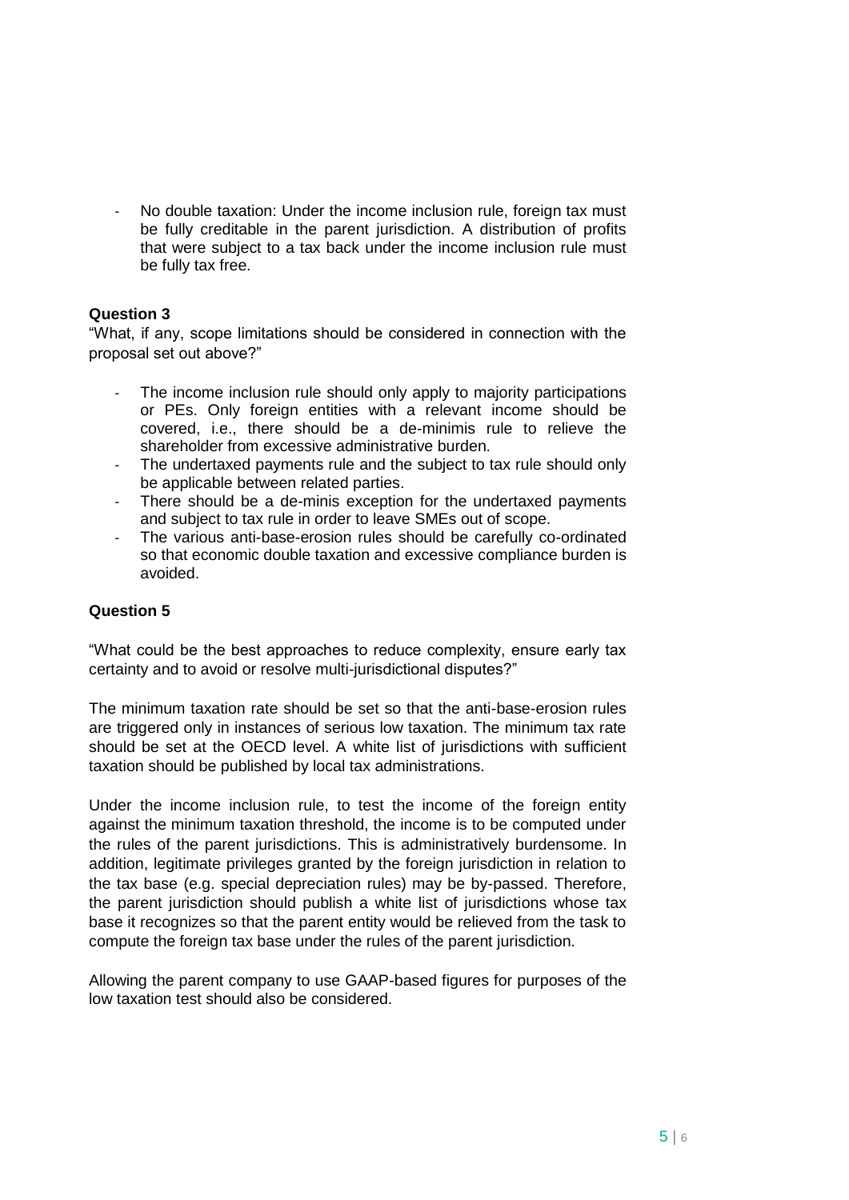- No double taxation: Under the income inclusion rule, foreign tax must be fully creditable in the parent jurisdiction. A distribution of profits that were subject to a tax back under the income inclusion rule must be fully tax free.

**Question 3**

"What, if any, scope limitations should be considered in connection with the proposal set out above?"

- The income inclusion rule should only apply to majority participations or PEs. Only foreign entities with a relevant income should be covered, i.e., there should be a de-minimis rule to relieve the shareholder from excessive administrative burden.
- The undertaxed payments rule and the subject to tax rule should only be applicable between related parties.
- There should be a de-minis exception for the undertaxed payments and subject to tax rule in order to leave SMEs out of scope.
- The various anti-base-erosion rules should be carefully co-ordinated so that economic double taxation and excessive compliance burden is avoided.

**Question 5**

"What could be the best approaches to reduce complexity, ensure early tax certainty and to avoid or resolve multi-jurisdictional disputes?"

The minimum taxation rate should be set so that the anti-base-erosion rules are triggered only in instances of serious low taxation. The minimum tax rate should be set at the OECD level. A white list of jurisdictions with sufficient taxation should be published by local tax administrations.

Under the income inclusion rule, to test the income of the foreign entity against the minimum taxation threshold, the income is to be computed under the rules of the parent jurisdictions. This is administratively burdensome. In addition, legitimate privileges granted by the foreign jurisdiction in relation to the tax base (e.g. special depreciation rules) may be by-passed. Therefore, the parent jurisdiction should publish a white list of jurisdictions whose tax base it recognizes so that the parent entity would be relieved from the task to compute the foreign tax base under the rules of the parent jurisdiction.

Allowing the parent company to use GAAP-based figures for purposes of the low taxation test should also be considered.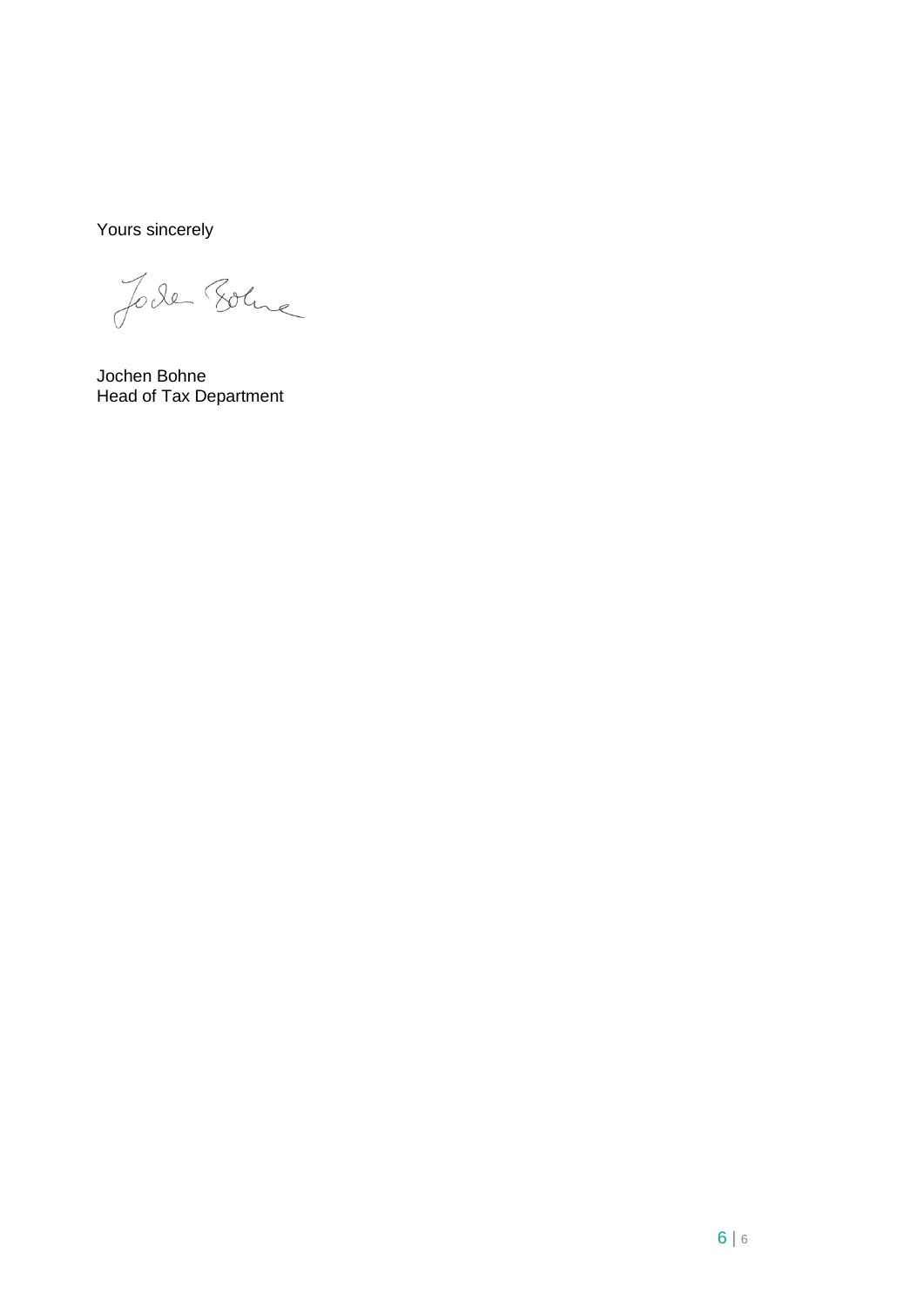Yours sincerely

Jochen Bohne
Head of Tax Department